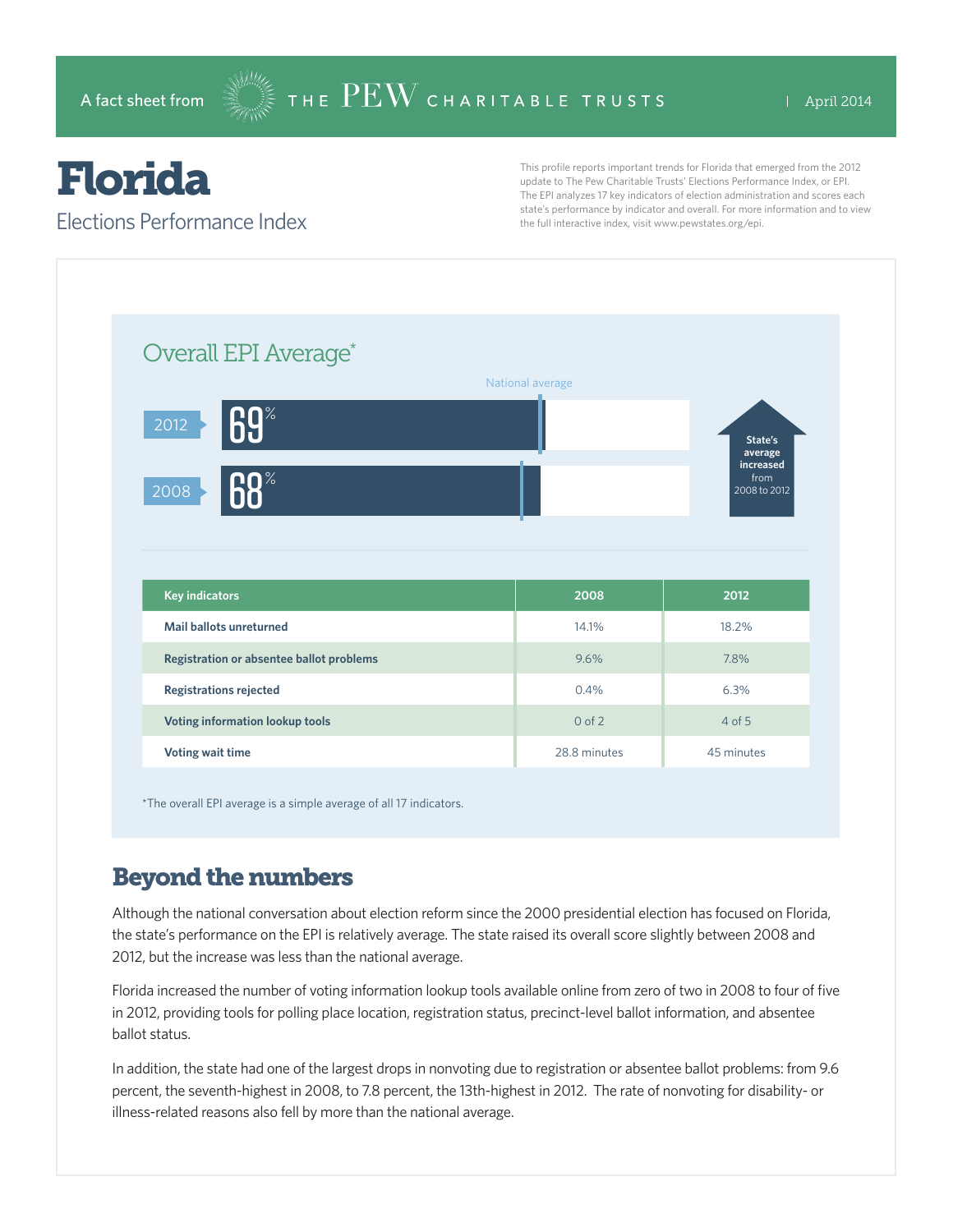A fact sheet from THE PEW CHARITABLE TRUSTS | April 2014

# Florida

## Elections Performance Index

This profile reports important trends for Florida that emerged from the 2012 update to The Pew Charitable Trusts' Elections Performance Index, or EPI. The EPI analyzes 17 key indicators of election administration and scores each state's performance by indicator and overall. For more information and to view the full interactive index, visit www.pewstates.org/epi.

### Overall EPI Average*

National average

| Year | Score |
|---|---|
| 2012 | 69% |
| 2008 | 68% |

State's average increased from 2008 to 2012

| Key indicators | 2008 | 2012 |
|---|---|---|
| Mail ballots unreturned | 14.1% | 18.2% |
| Registration or absentee ballot problems | 9.6% | 7.8% |
| Registrations rejected | 0.4% | 6.3% |
| Voting information lookup tools | 0 of 2 | 4 of 5 |
| Voting wait time | 28.8 minutes | 45 minutes |

*The overall EPI average is a simple average of all 17 indicators.

## Beyond the numbers

Although the national conversation about election reform since the 2000 presidential election has focused on Florida, the state's performance on the EPI is relatively average. The state raised its overall score slightly between 2008 and 2012, but the increase was less than the national average.

Florida increased the number of voting information lookup tools available online from zero of two in 2008 to four of five in 2012, providing tools for polling place location, registration status, precinct-level ballot information, and absentee ballot status.

In addition, the state had one of the largest drops in nonvoting due to registration or absentee ballot problems: from 9.6 percent, the seventh-highest in 2008, to 7.8 percent, the 13th-highest in 2012. The rate of nonvoting for disability- or illness-related reasons also fell by more than the national average.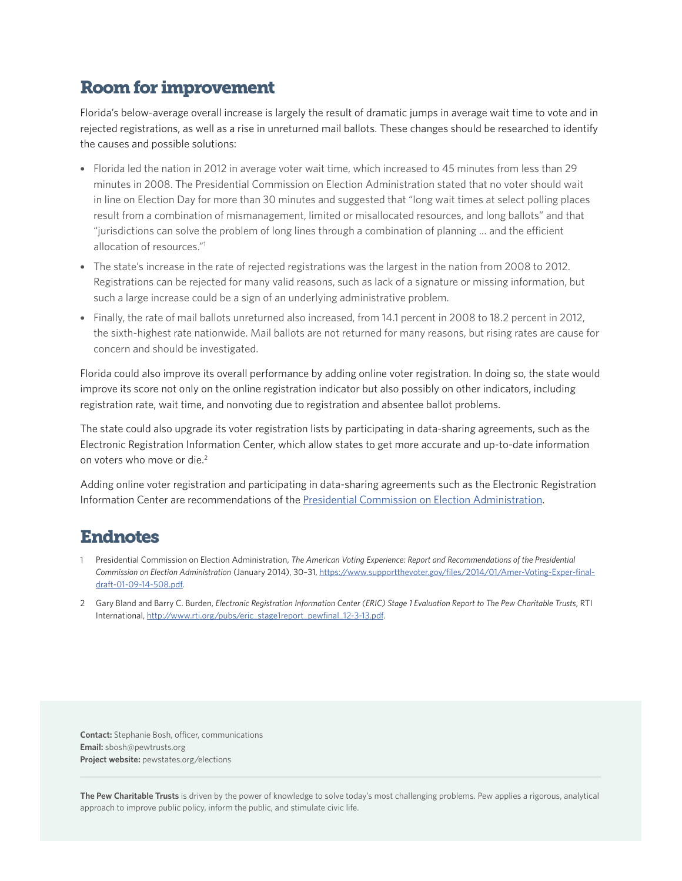## Room for improvement

Florida's below-average overall increase is largely the result of dramatic jumps in average wait time to vote and in rejected registrations, as well as a rise in unreturned mail ballots. These changes should be researched to identify the causes and possible solutions:

- Florida led the nation in 2012 in average voter wait time, which increased to 45 minutes from less than 29 minutes in 2008. The Presidential Commission on Election Administration stated that no voter should wait in line on Election Day for more than 30 minutes and suggested that "long wait times at select polling places result from a combination of mismanagement, limited or misallocated resources, and long ballots" and that "jurisdictions can solve the problem of long lines through a combination of planning … and the efficient allocation of resources."[1]
- The state's increase in the rate of rejected registrations was the largest in the nation from 2008 to 2012. Registrations can be rejected for many valid reasons, such as lack of a signature or missing information, but such a large increase could be a sign of an underlying administrative problem.
- Finally, the rate of mail ballots unreturned also increased, from 14.1 percent in 2008 to 18.2 percent in 2012, the sixth-highest rate nationwide. Mail ballots are not returned for many reasons, but rising rates are cause for concern and should be investigated.

Florida could also improve its overall performance by adding online voter registration. In doing so, the state would improve its score not only on the online registration indicator but also possibly on other indicators, including registration rate, wait time, and nonvoting due to registration and absentee ballot problems.

The state could also upgrade its voter registration lists by participating in data-sharing agreements, such as the Electronic Registration Information Center, which allow states to get more accurate and up-to-date information on voters who move or die.[2]

Adding online voter registration and participating in data-sharing agreements such as the Electronic Registration Information Center are recommendations of the Presidential Commission on Election Administration.

## Endnotes

1. Presidential Commission on Election Administration, *The American Voting Experience: Report and Recommendations of the Presidential Commission on Election Administration* (January 2014), 30–31, https://www.supportthevoter.gov/files/2014/01/Amer-Voting-Exper-final-draft-01-09-14-508.pdf.
2. Gary Bland and Barry C. Burden, *Electronic Registration Information Center (ERIC) Stage 1 Evaluation Report to The Pew Charitable Trusts*, RTI International, http://www.rti.org/pubs/eric_stage1report_pewfinal_12-3-13.pdf.

**Contact:** Stephanie Bosh, officer, communications
**Email:** sbosh@pewtrusts.org
**Project website:** pewstates.org/elections

**The Pew Charitable Trusts** is driven by the power of knowledge to solve today's most challenging problems. Pew applies a rigorous, analytical approach to improve public policy, inform the public, and stimulate civic life.